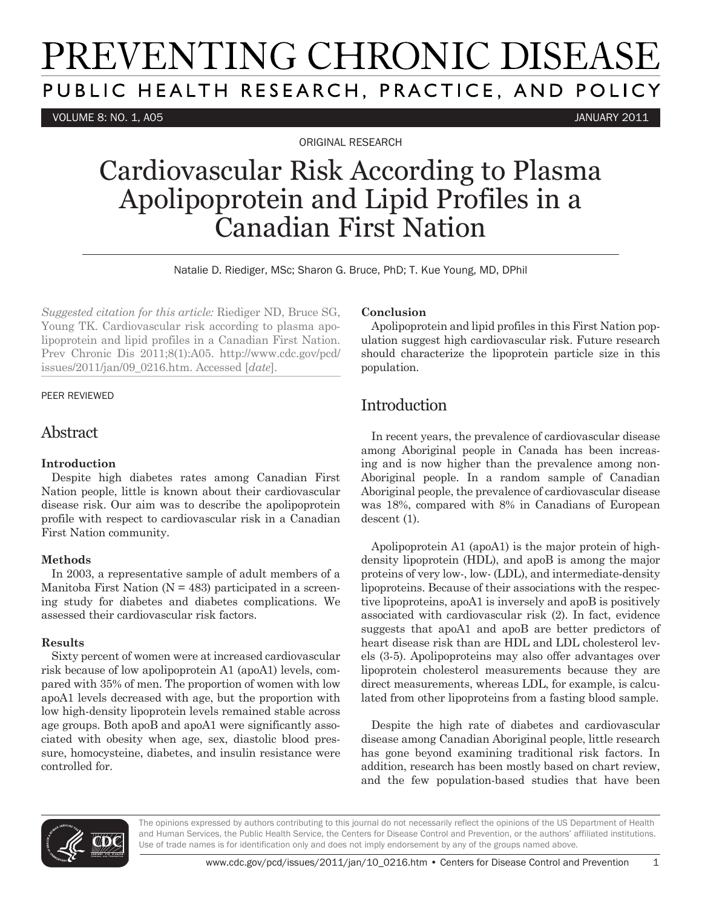# Cardiovascular Risk According to Plasma Apolipoprotein and Lipid Profiles in a Canadian First Nation

ORIGINAL RESEARCH

Natalie D. Riediger, MSc; Sharon G. Bruce, PhD; T. Kue Young, MD, DPhil

*Suggested citation for this article:* Riediger ND, Bruce SG, Young TK. Cardiovascular risk according to plasma apolipoprotein and lipid profiles in a Canadian First Nation. Prev Chronic Dis 2011;8(1):A05. http://www.cdc.gov/pcd/issues/2011/jan/09_0216.htm. Accessed [*date*].

PEER REVIEWED

## Abstract

### Introduction

Despite high diabetes rates among Canadian First Nation people, little is known about their cardiovascular disease risk. Our aim was to describe the apolipoprotein profile with respect to cardiovascular risk in a Canadian First Nation community.

### Methods

In 2003, a representative sample of adult members of a Manitoba First Nation (N = 483) participated in a screening study for diabetes and diabetes complications. We assessed their cardiovascular risk factors.

### Results

Sixty percent of women were at increased cardiovascular risk because of low apolipoprotein A1 (apoA1) levels, compared with 35% of men. The proportion of women with low apoA1 levels decreased with age, but the proportion with low high-density lipoprotein levels remained stable across age groups. Both apoB and apoA1 were significantly associated with obesity when age, sex, diastolic blood pressure, homocysteine, diabetes, and insulin resistance were controlled for.

### Conclusion

Apolipoprotein and lipid profiles in this First Nation population suggest high cardiovascular risk. Future research should characterize the lipoprotein particle size in this population.

## Introduction

In recent years, the prevalence of cardiovascular disease among Aboriginal people in Canada has been increasing and is now higher than the prevalence among non-Aboriginal people. In a random sample of Canadian Aboriginal people, the prevalence of cardiovascular disease was 18%, compared with 8% in Canadians of European descent (1).

Apolipoprotein A1 (apoA1) is the major protein of high-density lipoprotein (HDL), and apoB is among the major proteins of very low-, low- (LDL), and intermediate-density lipoproteins. Because of their associations with the respective lipoproteins, apoA1 is inversely and apoB is positively associated with cardiovascular risk (2). In fact, evidence suggests that apoA1 and apoB are better predictors of heart disease risk than are HDL and LDL cholesterol levels (3-5). Apolipoproteins may also offer advantages over lipoprotein cholesterol measurements because they are direct measurements, whereas LDL, for example, is calculated from other lipoproteins from a fasting blood sample.

Despite the high rate of diabetes and cardiovascular disease among Canadian Aboriginal people, little research has gone beyond examining traditional risk factors. In addition, research has been mostly based on chart review, and the few population-based studies that have been

The opinions expressed by authors contributing to this journal do not necessarily reflect the opinions of the US Department of Health and Human Services, the Public Health Service, the Centers for Disease Control and Prevention, or the authors' affiliated institutions. Use of trade names is for identification only and does not imply endorsement by any of the groups named above.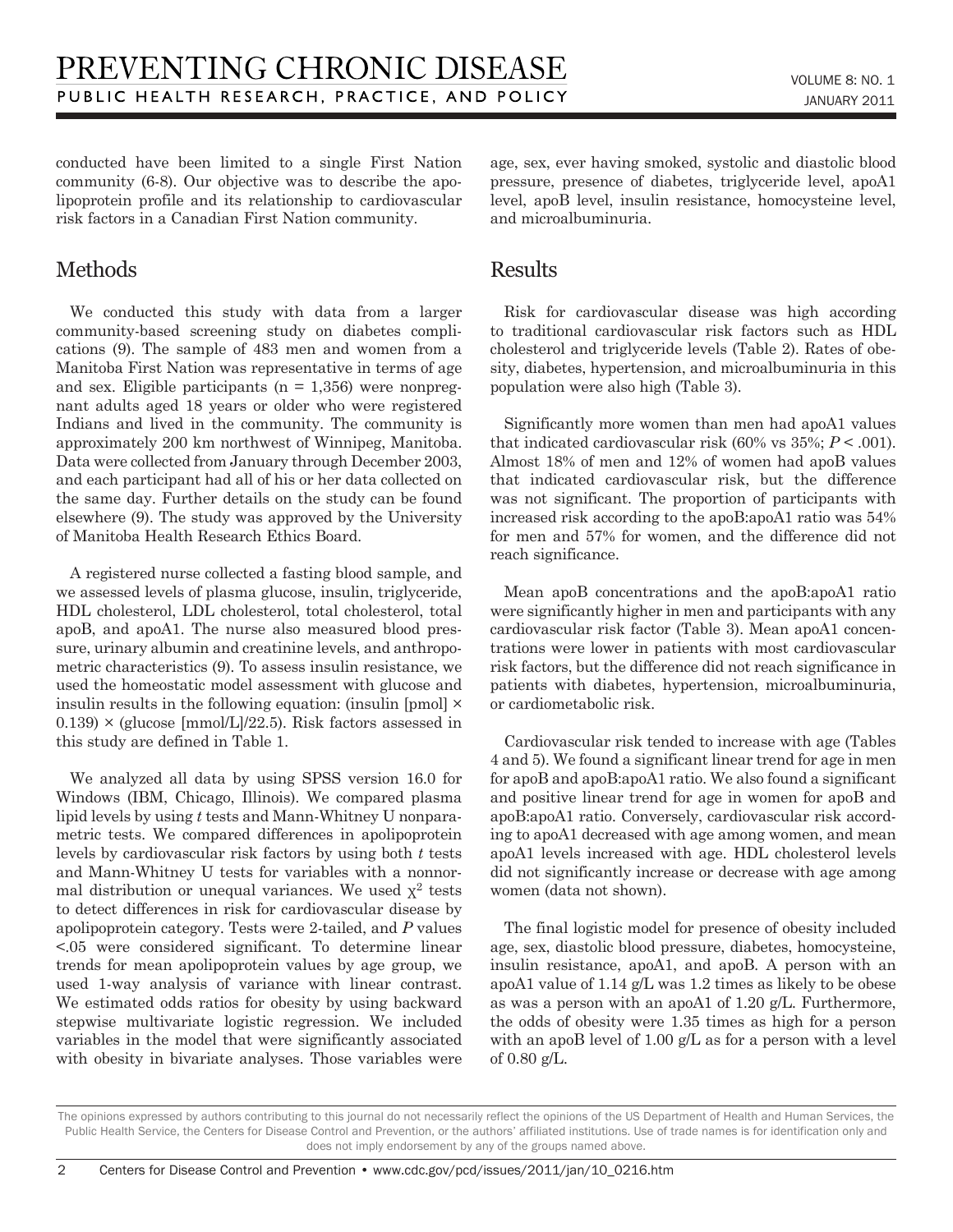conducted have been limited to a single First Nation community (6-8). Our objective was to describe the apolipoprotein profile and its relationship to cardiovascular risk factors in a Canadian First Nation community.

## Methods

We conducted this study with data from a larger community-based screening study on diabetes complications (9). The sample of 483 men and women from a Manitoba First Nation was representative in terms of age and sex. Eligible participants (n = 1,356) were nonpregnant adults aged 18 years or older who were registered Indians and lived in the community. The community is approximately 200 km northwest of Winnipeg, Manitoba. Data were collected from January through December 2003, and each participant had all of his or her data collected on the same day. Further details on the study can be found elsewhere (9). The study was approved by the University of Manitoba Health Research Ethics Board.

A registered nurse collected a fasting blood sample, and we assessed levels of plasma glucose, insulin, triglyceride, HDL cholesterol, LDL cholesterol, total cholesterol, total apoB, and apoA1. The nurse also measured blood pressure, urinary albumin and creatinine levels, and anthropometric characteristics (9). To assess insulin resistance, we used the homeostatic model assessment with glucose and insulin results in the following equation: (insulin [pmol] × 0.139) × (glucose [mmol/L]/22.5). Risk factors assessed in this study are defined in Table 1.

We analyzed all data by using SPSS version 16.0 for Windows (IBM, Chicago, Illinois). We compared plasma lipid levels by using *t* tests and Mann-Whitney U nonparametric tests. We compared differences in apolipoprotein levels by cardiovascular risk factors by using both *t* tests and Mann-Whitney U tests for variables with a nonnormal distribution or unequal variances. We used $\chi^2$ tests to detect differences in risk for cardiovascular disease by apolipoprotein category. Tests were 2-tailed, and *P* values <.05 were considered significant. To determine linear trends for mean apolipoprotein values by age group, we used 1-way analysis of variance with linear contrast. We estimated odds ratios for obesity by using backward stepwise multivariate logistic regression. We included variables in the model that were significantly associated with obesity in bivariate analyses. Those variables were age, sex, ever having smoked, systolic and diastolic blood pressure, presence of diabetes, triglyceride level, apoA1 level, apoB level, insulin resistance, homocysteine level, and microalbuminuria.

## Results

Risk for cardiovascular disease was high according to traditional cardiovascular risk factors such as HDL cholesterol and triglyceride levels (Table 2). Rates of obesity, diabetes, hypertension, and microalbuminuria in this population were also high (Table 3).

Significantly more women than men had apoA1 values that indicated cardiovascular risk (60% vs 35%; $P < .001$). Almost 18% of men and 12% of women had apoB values that indicated cardiovascular risk, but the difference was not significant. The proportion of participants with increased risk according to the apoB:apoA1 ratio was 54% for men and 57% for women, and the difference did not reach significance.

Mean apoB concentrations and the apoB:apoA1 ratio were significantly higher in men and participants with any cardiovascular risk factor (Table 3). Mean apoA1 concentrations were lower in patients with most cardiovascular risk factors, but the difference did not reach significance in patients with diabetes, hypertension, microalbuminuria, or cardiometabolic risk.

Cardiovascular risk tended to increase with age (Tables 4 and 5). We found a significant linear trend for age in men for apoB and apoB:apoA1 ratio. We also found a significant and positive linear trend for age in women for apoB and apoB:apoA1 ratio. Conversely, cardiovascular risk according to apoA1 decreased with age among women, and mean apoA1 levels increased with age. HDL cholesterol levels did not significantly increase or decrease with age among women (data not shown).

The final logistic model for presence of obesity included age, sex, diastolic blood pressure, diabetes, homocysteine, insulin resistance, apoA1, and apoB. A person with an apoA1 value of 1.14 g/L was 1.2 times as likely to be obese as was a person with an apoA1 of 1.20 g/L. Furthermore, the odds of obesity were 1.35 times as high for a person with an apoB level of 1.00 g/L as for a person with a level of 0.80 g/L.

The opinions expressed by authors contributing to this journal do not necessarily reflect the opinions of the US Department of Health and Human Services, the Public Health Service, the Centers for Disease Control and Prevention, or the authors' affiliated institutions. Use of trade names is for identification only and does not imply endorsement by any of the groups named above.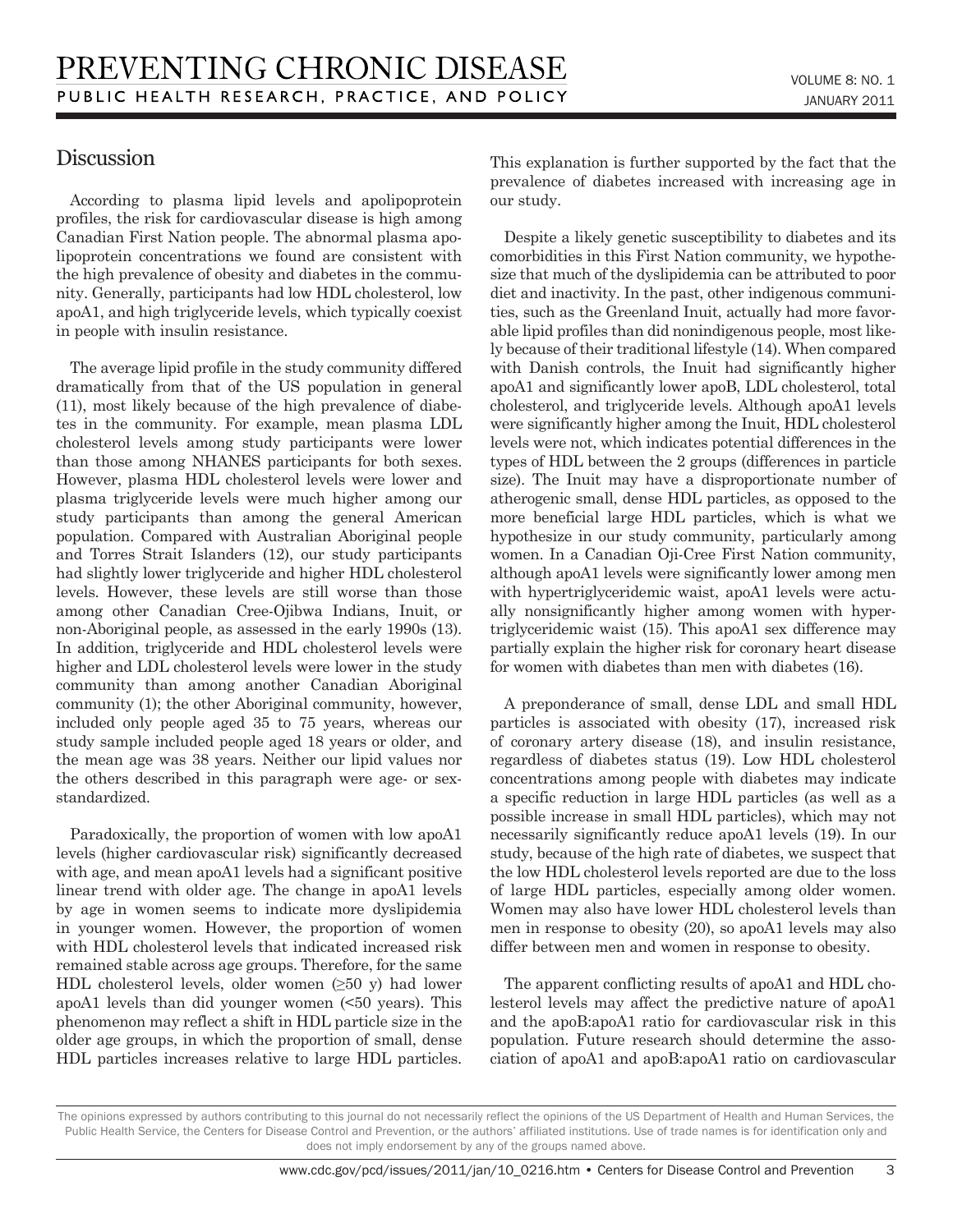## Discussion

According to plasma lipid levels and apolipoprotein profiles, the risk for cardiovascular disease is high among Canadian First Nation people. The abnormal plasma apolipoprotein concentrations we found are consistent with the high prevalence of obesity and diabetes in the community. Generally, participants had low HDL cholesterol, low apoA1, and high triglyceride levels, which typically coexist in people with insulin resistance.

The average lipid profile in the study community differed dramatically from that of the US population in general (11), most likely because of the high prevalence of diabetes in the community. For example, mean plasma LDL cholesterol levels among study participants were lower than those among NHANES participants for both sexes. However, plasma HDL cholesterol levels were lower and plasma triglyceride levels were much higher among our study participants than among the general American population. Compared with Australian Aboriginal people and Torres Strait Islanders (12), our study participants had slightly lower triglyceride and higher HDL cholesterol levels. However, these levels are still worse than those among other Canadian Cree-Ojibwa Indians, Inuit, or non-Aboriginal people, as assessed in the early 1990s (13). In addition, triglyceride and HDL cholesterol levels were higher and LDL cholesterol levels were lower in the study community than among another Canadian Aboriginal community (1); the other Aboriginal community, however, included only people aged 35 to 75 years, whereas our study sample included people aged 18 years or older, and the mean age was 38 years. Neither our lipid values nor the others described in this paragraph were age- or sex-standardized.

Paradoxically, the proportion of women with low apoA1 levels (higher cardiovascular risk) significantly decreased with age, and mean apoA1 levels had a significant positive linear trend with older age. The change in apoA1 levels by age in women seems to indicate more dyslipidemia in younger women. However, the proportion of women with HDL cholesterol levels that indicated increased risk remained stable across age groups. Therefore, for the same HDL cholesterol levels, older women (≥50 y) had lower apoA1 levels than did younger women (<50 years). This phenomenon may reflect a shift in HDL particle size in the older age groups, in which the proportion of small, dense HDL particles increases relative to large HDL particles. This explanation is further supported by the fact that the prevalence of diabetes increased with increasing age in our study.

Despite a likely genetic susceptibility to diabetes and its comorbidities in this First Nation community, we hypothesize that much of the dyslipidemia can be attributed to poor diet and inactivity. In the past, other indigenous communities, such as the Greenland Inuit, actually had more favorable lipid profiles than did nonindigenous people, most likely because of their traditional lifestyle (14). When compared with Danish controls, the Inuit had significantly higher apoA1 and significantly lower apoB, LDL cholesterol, total cholesterol, and triglyceride levels. Although apoA1 levels were significantly higher among the Inuit, HDL cholesterol levels were not, which indicates potential differences in the types of HDL between the 2 groups (differences in particle size). The Inuit may have a disproportionate number of atherogenic small, dense HDL particles, as opposed to the more beneficial large HDL particles, which is what we hypothesize in our study community, particularly among women. In a Canadian Oji-Cree First Nation community, although apoA1 levels were significantly lower among men with hypertriglyceridemic waist, apoA1 levels were actually nonsignificantly higher among women with hypertriglyceridemic waist (15). This apoA1 sex difference may partially explain the higher risk for coronary heart disease for women with diabetes than men with diabetes (16).

A preponderance of small, dense LDL and small HDL particles is associated with obesity (17), increased risk of coronary artery disease (18), and insulin resistance, regardless of diabetes status (19). Low HDL cholesterol concentrations among people with diabetes may indicate a specific reduction in large HDL particles (as well as a possible increase in small HDL particles), which may not necessarily significantly reduce apoA1 levels (19). In our study, because of the high rate of diabetes, we suspect that the low HDL cholesterol levels reported are due to the loss of large HDL particles, especially among older women. Women may also have lower HDL cholesterol levels than men in response to obesity (20), so apoA1 levels may also differ between men and women in response to obesity.

The apparent conflicting results of apoA1 and HDL cholesterol levels may affect the predictive nature of apoA1 and the apoB:apoA1 ratio for cardiovascular risk in this population. Future research should determine the association of apoA1 and apoB:apoA1 ratio on cardiovascular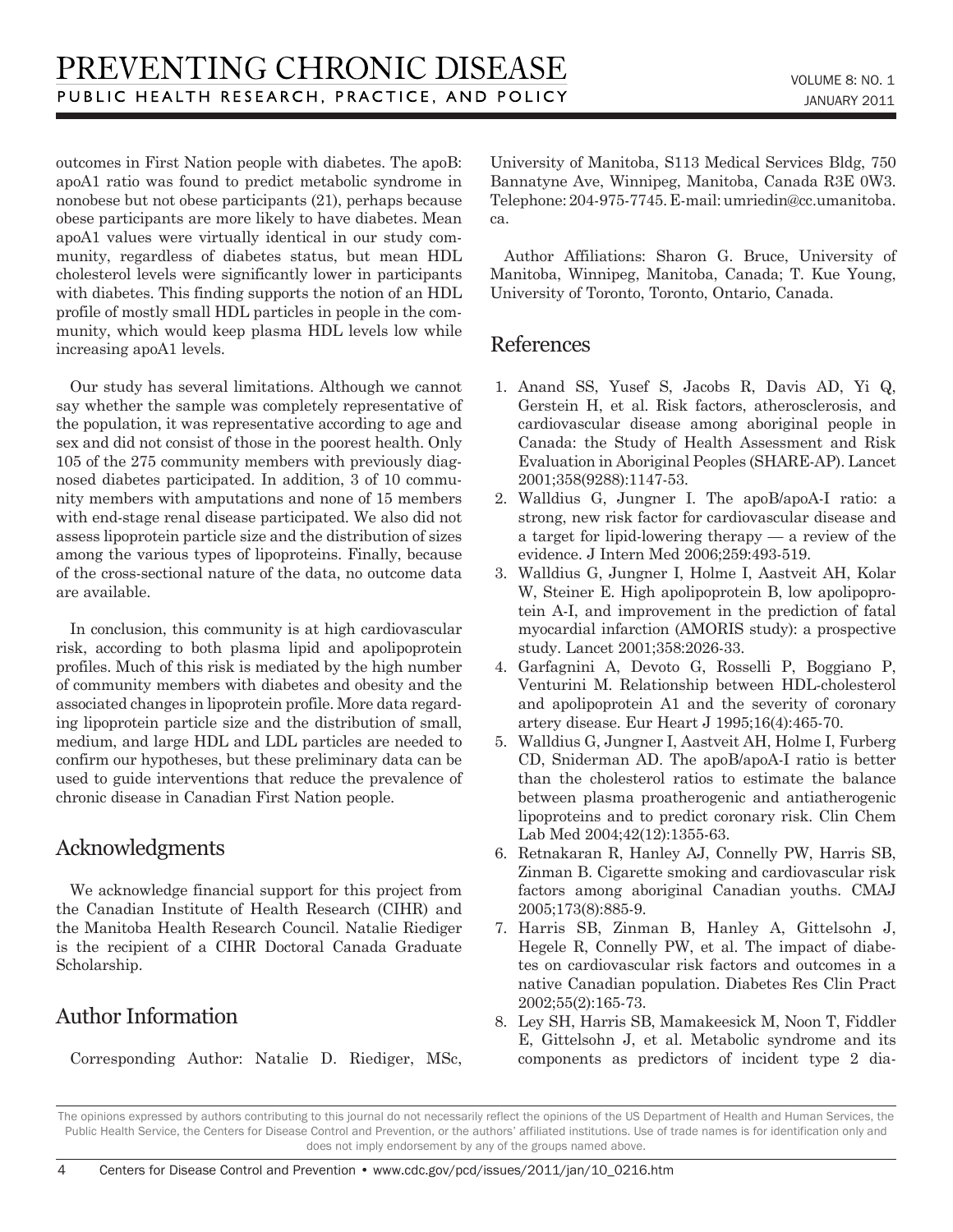outcomes in First Nation people with diabetes. The apoB: apoA1 ratio was found to predict metabolic syndrome in nonobese but not obese participants (21), perhaps because obese participants are more likely to have diabetes. Mean apoA1 values were virtually identical in our study community, regardless of diabetes status, but mean HDL cholesterol levels were significantly lower in participants with diabetes. This finding supports the notion of an HDL profile of mostly small HDL particles in people in the community, which would keep plasma HDL levels low while increasing apoA1 levels.

Our study has several limitations. Although we cannot say whether the sample was completely representative of the population, it was representative according to age and sex and did not consist of those in the poorest health. Only 105 of the 275 community members with previously diagnosed diabetes participated. In addition, 3 of 10 community members with amputations and none of 15 members with end-stage renal disease participated. We also did not assess lipoprotein particle size and the distribution of sizes among the various types of lipoproteins. Finally, because of the cross-sectional nature of the data, no outcome data are available.

In conclusion, this community is at high cardiovascular risk, according to both plasma lipid and apolipoprotein profiles. Much of this risk is mediated by the high number of community members with diabetes and obesity and the associated changes in lipoprotein profile. More data regarding lipoprotein particle size and the distribution of small, medium, and large HDL and LDL particles are needed to confirm our hypotheses, but these preliminary data can be used to guide interventions that reduce the prevalence of chronic disease in Canadian First Nation people.

## Acknowledgments

We acknowledge financial support for this project from the Canadian Institute of Health Research (CIHR) and the Manitoba Health Research Council. Natalie Riediger is the recipient of a CIHR Doctoral Canada Graduate Scholarship.

## Author Information

Corresponding Author: Natalie D. Riediger, MSc, University of Manitoba, S113 Medical Services Bldg, 750 Bannatyne Ave, Winnipeg, Manitoba, Canada R3E 0W3. Telephone: 204-975-7745. E-mail: umriedin@cc.umanitoba.ca.

Author Affiliations: Sharon G. Bruce, University of Manitoba, Winnipeg, Manitoba, Canada; T. Kue Young, University of Toronto, Toronto, Ontario, Canada.

## References

1. Anand SS, Yusef S, Jacobs R, Davis AD, Yi Q, Gerstein H, et al. Risk factors, atherosclerosis, and cardiovascular disease among aboriginal people in Canada: the Study of Health Assessment and Risk Evaluation in Aboriginal Peoples (SHARE-AP). Lancet 2001;358(9288):1147-53.
2. Walldius G, Jungner I. The apoB/apoA-I ratio: a strong, new risk factor for cardiovascular disease and a target for lipid-lowering therapy — a review of the evidence. J Intern Med 2006;259:493-519.
3. Walldius G, Jungner I, Holme I, Aastveit AH, Kolar W, Steiner E. High apolipoprotein B, low apolipoprotein A-I, and improvement in the prediction of fatal myocardial infarction (AMORIS study): a prospective study. Lancet 2001;358:2026-33.
4. Garfagnini A, Devoto G, Rosselli P, Boggiano P, Venturini M. Relationship between HDL-cholesterol and apolipoprotein A1 and the severity of coronary artery disease. Eur Heart J 1995;16(4):465-70.
5. Walldius G, Jungner I, Aastveit AH, Holme I, Furberg CD, Sniderman AD. The apoB/apoA-I ratio is better than the cholesterol ratios to estimate the balance between plasma proatherogenic and antiatherogenic lipoproteins and to predict coronary risk. Clin Chem Lab Med 2004;42(12):1355-63.
6. Retnakaran R, Hanley AJ, Connelly PW, Harris SB, Zinman B. Cigarette smoking and cardiovascular risk factors among aboriginal Canadian youths. CMAJ 2005;173(8):885-9.
7. Harris SB, Zinman B, Hanley A, Gittelsohn J, Hegele R, Connelly PW, et al. The impact of diabetes on cardiovascular risk factors and outcomes in a native Canadian population. Diabetes Res Clin Pract 2002;55(2):165-73.
8. Ley SH, Harris SB, Mamakeesick M, Noon T, Fiddler E, Gittelsohn J, et al. Metabolic syndrome and its components as predictors of incident type 2 dia-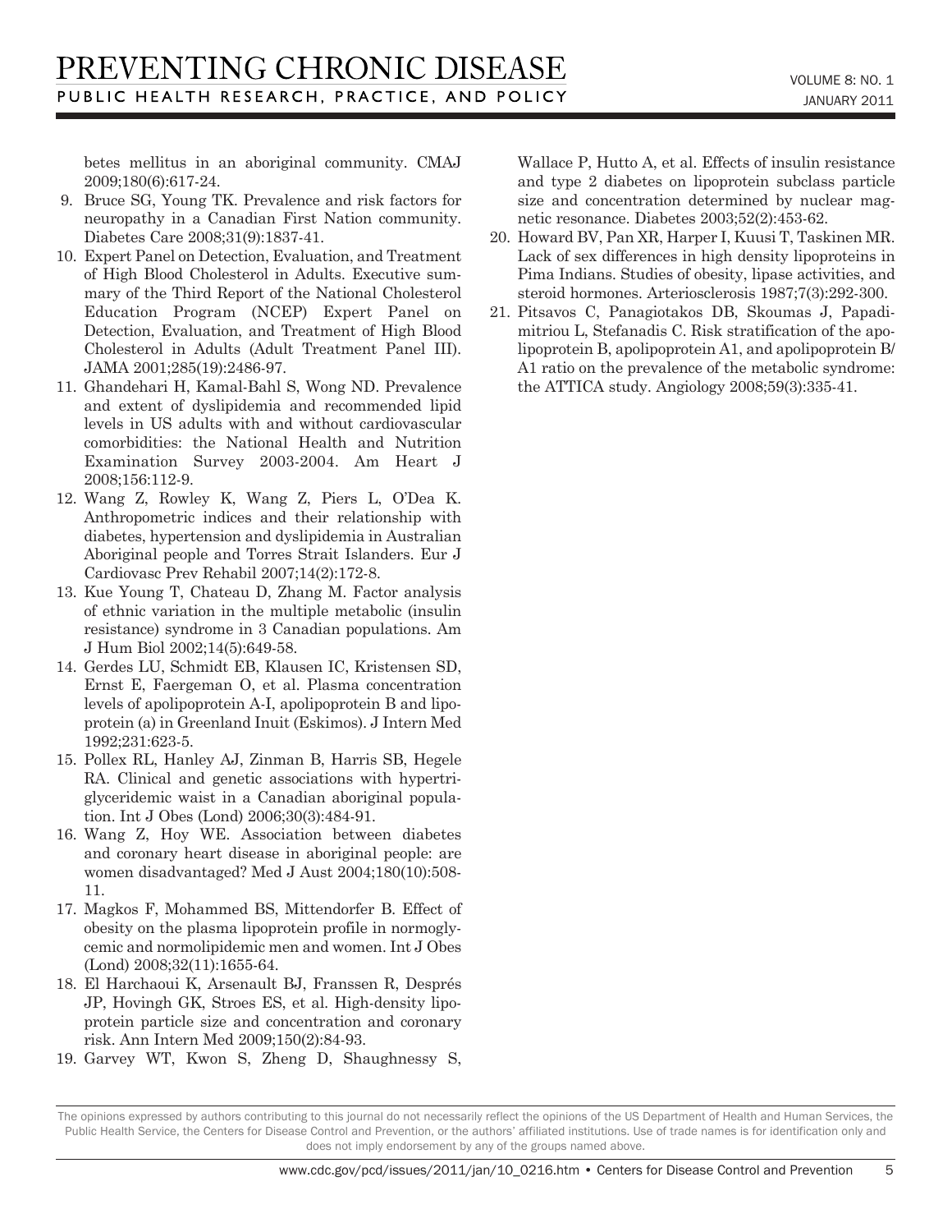betes mellitus in an aboriginal community. CMAJ 2009;180(6):617-24.

9. Bruce SG, Young TK. Prevalence and risk factors for neuropathy in a Canadian First Nation community. Diabetes Care 2008;31(9):1837-41.
10. Expert Panel on Detection, Evaluation, and Treatment of High Blood Cholesterol in Adults. Executive summary of the Third Report of the National Cholesterol Education Program (NCEP) Expert Panel on Detection, Evaluation, and Treatment of High Blood Cholesterol in Adults (Adult Treatment Panel III). JAMA 2001;285(19):2486-97.
11. Ghandehari H, Kamal-Bahl S, Wong ND. Prevalence and extent of dyslipidemia and recommended lipid levels in US adults with and without cardiovascular comorbidities: the National Health and Nutrition Examination Survey 2003-2004. Am Heart J 2008;156:112-9.
12. Wang Z, Rowley K, Wang Z, Piers L, O'Dea K. Anthropometric indices and their relationship with diabetes, hypertension and dyslipidemia in Australian Aboriginal people and Torres Strait Islanders. Eur J Cardiovasc Prev Rehabil 2007;14(2):172-8.
13. Kue Young T, Chateau D, Zhang M. Factor analysis of ethnic variation in the multiple metabolic (insulin resistance) syndrome in 3 Canadian populations. Am J Hum Biol 2002;14(5):649-58.
14. Gerdes LU, Schmidt EB, Klausen IC, Kristensen SD, Ernst E, Faergeman O, et al. Plasma concentration levels of apolipoprotein A-I, apolipoprotein B and lipoprotein (a) in Greenland Inuit (Eskimos). J Intern Med 1992;231:623-5.
15. Pollex RL, Hanley AJ, Zinman B, Harris SB, Hegele RA. Clinical and genetic associations with hypertriglyceridemic waist in a Canadian aboriginal population. Int J Obes (Lond) 2006;30(3):484-91.
16. Wang Z, Hoy WE. Association between diabetes and coronary heart disease in aboriginal people: are women disadvantaged? Med J Aust 2004;180(10):508-11.
17. Magkos F, Mohammed BS, Mittendorfer B. Effect of obesity on the plasma lipoprotein profile in normoglycemic and normolipidemic men and women. Int J Obes (Lond) 2008;32(11):1655-64.
18. El Harchaoui K, Arsenault BJ, Franssen R, Després JP, Hovingh GK, Stroes ES, et al. High-density lipoprotein particle size and concentration and coronary risk. Ann Intern Med 2009;150(2):84-93.
19. Garvey WT, Kwon S, Zheng D, Shaughnessy S, Wallace P, Hutto A, et al. Effects of insulin resistance and type 2 diabetes on lipoprotein subclass particle size and concentration determined by nuclear magnetic resonance. Diabetes 2003;52(2):453-62.
20. Howard BV, Pan XR, Harper I, Kuusi T, Taskinen MR. Lack of sex differences in high density lipoproteins in Pima Indians. Studies of obesity, lipase activities, and steroid hormones. Arteriosclerosis 1987;7(3):292-300.
21. Pitsavos C, Panagiotakos DB, Skoumas J, Papadimitriou L, Stefanadis C. Risk stratification of the apolipoprotein B, apolipoprotein A1, and apolipoprotein B/A1 ratio on the prevalence of the metabolic syndrome: the ATTICA study. Angiology 2008;59(3):335-41.

The opinions expressed by authors contributing to this journal do not necessarily reflect the opinions of the US Department of Health and Human Services, the Public Health Service, the Centers for Disease Control and Prevention, or the authors' affiliated institutions. Use of trade names is for identification only and does not imply endorsement by any of the groups named above.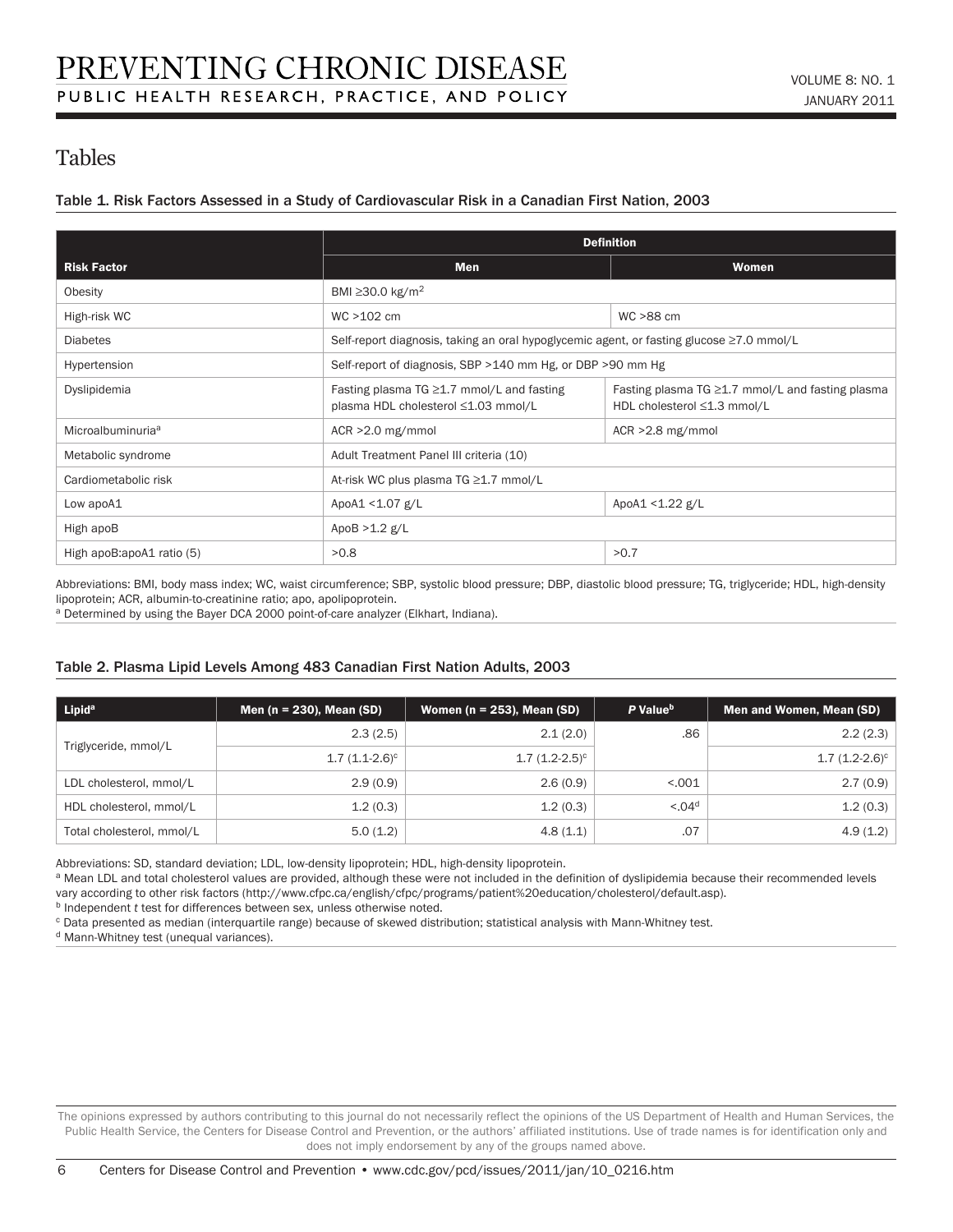## Tables

### Table 1. Risk Factors Assessed in a Study of Cardiovascular Risk in a Canadian First Nation, 2003

| Risk Factor | Definition | |
|---|---|---|
| | **Men** | **Women** |
| Obesity | BMI ≥30.0 kg/m$^2$ | |
| High-risk WC | WC >102 cm | WC >88 cm |
| Diabetes | Self-report diagnosis, taking an oral hypoglycemic agent, or fasting glucose ≥7.0 mmol/L | |
| Hypertension | Self-report of diagnosis, SBP >140 mm Hg, or DBP >90 mm Hg | |
| Dyslipidemia | Fasting plasma TG ≥1.7 mmol/L and fasting plasma HDL cholesterol ≤1.03 mmol/L | Fasting plasma TG ≥1.7 mmol/L and fasting plasma HDL cholesterol ≤1.3 mmol/L |
| Microalbuminuria[a] | ACR >2.0 mg/mmol | ACR >2.8 mg/mmol |
| Metabolic syndrome | Adult Treatment Panel III criteria (10) | |
| Cardiometabolic risk | At-risk WC plus plasma TG ≥1.7 mmol/L | |
| Low apoA1 | ApoA1 <1.07 g/L | ApoA1 <1.22 g/L |
| High apoB | ApoB >1.2 g/L | |
| High apoB:apoA1 ratio (5) | >0.8 | >0.7 |

Abbreviations: BMI, body mass index; WC, waist circumference; SBP, systolic blood pressure; DBP, diastolic blood pressure; TG, triglyceride; HDL, high-density lipoprotein; ACR, albumin-to-creatinine ratio; apo, apolipoprotein.
[a] Determined by using the Bayer DCA 2000 point-of-care analyzer (Elkhart, Indiana).

### Table 2. Plasma Lipid Levels Among 483 Canadian First Nation Adults, 2003

| Lipid[a] | Men (n = 230), Mean (SD) | Women (n = 253), Mean (SD) | *P* Value[b] | Men and Women, Mean (SD) |
|---|---|---|---|---|
| Triglyceride, mmol/L | 2.3 (2.5) | 2.1 (2.0) | .86 | 2.2 (2.3) |
| | 1.7 (1.1-2.6)[c] | 1.7 (1.2-2.5)[c] | | 1.7 (1.2-2.6)[c] |
| LDL cholesterol, mmol/L | 2.9 (0.9) | 2.6 (0.9) | <.001 | 2.7 (0.9) |
| HDL cholesterol, mmol/L | 1.2 (0.3) | 1.2 (0.3) | <.04[d] | 1.2 (0.3) |
| Total cholesterol, mmol/L | 5.0 (1.2) | 4.8 (1.1) | .07 | 4.9 (1.2) |

Abbreviations: SD, standard deviation; LDL, low-density lipoprotein; HDL, high-density lipoprotein.
[a] Mean LDL and total cholesterol values are provided, although these were not included in the definition of dyslipidemia because their recommended levels vary according to other risk factors (http://www.cfpc.ca/english/cfpc/programs/patient%20education/cholesterol/default.asp).
[b] Independent *t* test for differences between sex, unless otherwise noted.
[c] Data presented as median (interquartile range) because of skewed distribution; statistical analysis with Mann-Whitney test.
[d] Mann-Whitney test (unequal variances).

The opinions expressed by authors contributing to this journal do not necessarily reflect the opinions of the US Department of Health and Human Services, the Public Health Service, the Centers for Disease Control and Prevention, or the authors' affiliated institutions. Use of trade names is for identification only and does not imply endorsement by any of the groups named above.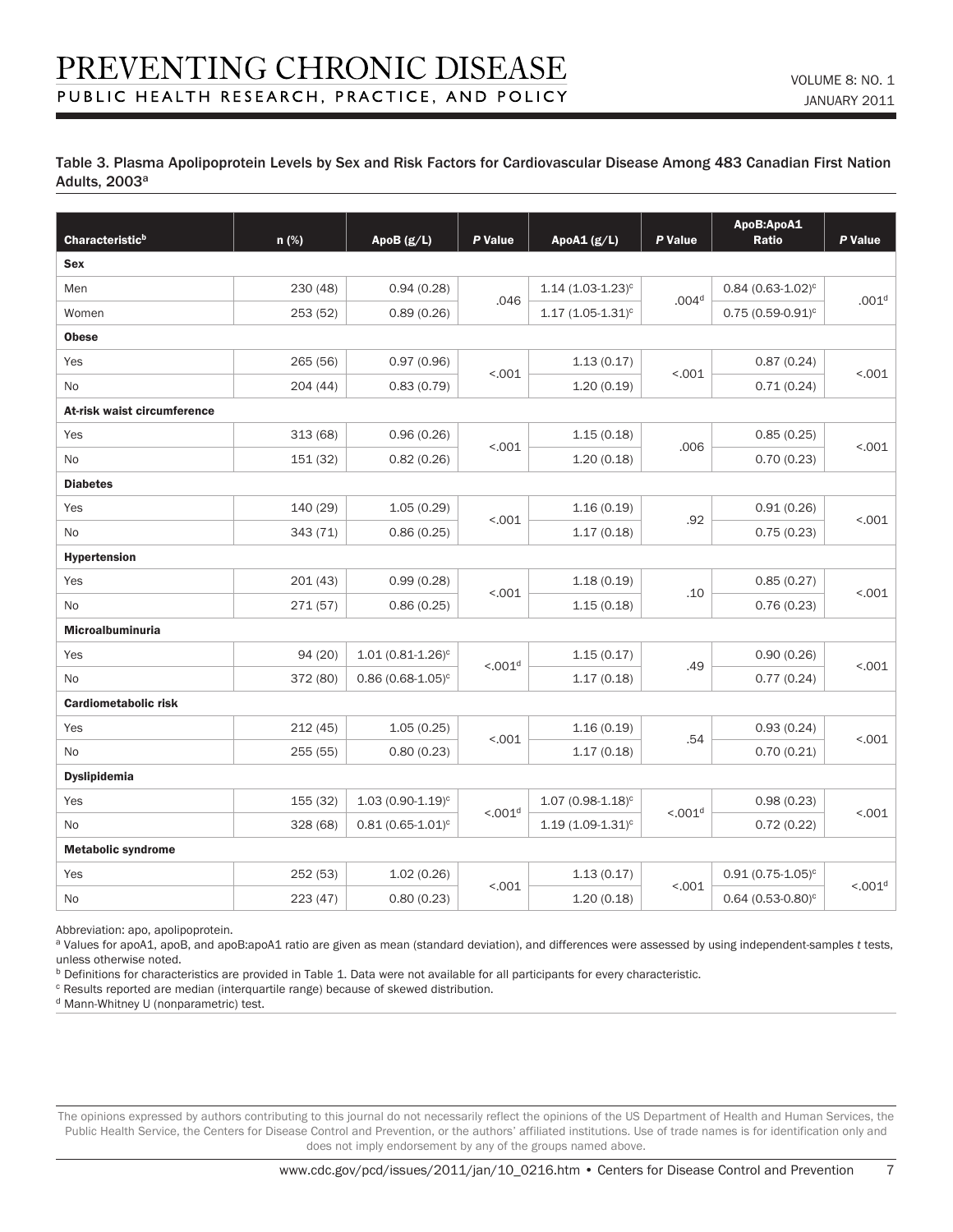Table 3. Plasma Apolipoprotein Levels by Sex and Risk Factors for Cardiovascular Disease Among 483 Canadian First Nation Adults, 2003[a]

| Characteristic[b] | n (%) | ApoB (g/L) | *P* Value | ApoA1 (g/L) | *P* Value | ApoB:ApoA1 Ratio | *P* Value |
|---|---|---|---|---|---|---|---|
| **Sex** | | | | | | | |
| Men | 230 (48) | 0.94 (0.28) | .046 | 1.14 (1.03-1.23)[c] | .004[d] | 0.84 (0.63-1.02)[c] | .001[d] |
| Women | 253 (52) | 0.89 (0.26) | | 1.17 (1.05-1.31)[c] | | 0.75 (0.59-0.91)[c] | |
| **Obese** | | | | | | | |
| Yes | 265 (56) | 0.97 (0.96) | <.001 | 1.13 (0.17) | <.001 | 0.87 (0.24) | <.001 |
| No | 204 (44) | 0.83 (0.79) | | 1.20 (0.19) | | 0.71 (0.24) | |
| **At-risk waist circumference** | | | | | | | |
| Yes | 313 (68) | 0.96 (0.26) | <.001 | 1.15 (0.18) | .006 | 0.85 (0.25) | <.001 |
| No | 151 (32) | 0.82 (0.26) | | 1.20 (0.18) | | 0.70 (0.23) | |
| **Diabetes** | | | | | | | |
| Yes | 140 (29) | 1.05 (0.29) | <.001 | 1.16 (0.19) | .92 | 0.91 (0.26) | <.001 |
| No | 343 (71) | 0.86 (0.25) | | 1.17 (0.18) | | 0.75 (0.23) | |
| **Hypertension** | | | | | | | |
| Yes | 201 (43) | 0.99 (0.28) | <.001 | 1.18 (0.19) | .10 | 0.85 (0.27) | <.001 |
| No | 271 (57) | 0.86 (0.25) | | 1.15 (0.18) | | 0.76 (0.23) | |
| **Microalbuminuria** | | | | | | | |
| Yes | 94 (20) | 1.01 (0.81-1.26)[c] | <.001[d] | 1.15 (0.17) | .49 | 0.90 (0.26) | <.001 |
| No | 372 (80) | 0.86 (0.68-1.05)[c] | | 1.17 (0.18) | | 0.77 (0.24) | |
| **Cardiometabolic risk** | | | | | | | |
| Yes | 212 (45) | 1.05 (0.25) | <.001 | 1.16 (0.19) | .54 | 0.93 (0.24) | <.001 |
| No | 255 (55) | 0.80 (0.23) | | 1.17 (0.18) | | 0.70 (0.21) | |
| **Dyslipidemia** | | | | | | | |
| Yes | 155 (32) | 1.03 (0.90-1.19)[c] | <.001[d] | 1.07 (0.98-1.18)[c] | <.001[d] | 0.98 (0.23) | <.001 |
| No | 328 (68) | 0.81 (0.65-1.01)[c] | | 1.19 (1.09-1.31)[c] | | 0.72 (0.22) | |
| **Metabolic syndrome** | | | | | | | |
| Yes | 252 (53) | 1.02 (0.26) | <.001 | 1.13 (0.17) | <.001 | 0.91 (0.75-1.05)[c] | <.001[d] |
| No | 223 (47) | 0.80 (0.23) | | 1.20 (0.18) | | 0.64 (0.53-0.80)[c] | |

Abbreviation: apo, apolipoprotein.

[a] Values for apoA1, apoB, and apoB:apoA1 ratio are given as mean (standard deviation), and differences were assessed by using independent-samples *t* tests, unless otherwise noted.

[b] Definitions for characteristics are provided in Table 1. Data were not available for all participants for every characteristic.

[c] Results reported are median (interquartile range) because of skewed distribution.

[d] Mann-Whitney U (nonparametric) test.

The opinions expressed by authors contributing to this journal do not necessarily reflect the opinions of the US Department of Health and Human Services, the Public Health Service, the Centers for Disease Control and Prevention, or the authors' affiliated institutions. Use of trade names is for identification only and does not imply endorsement by any of the groups named above.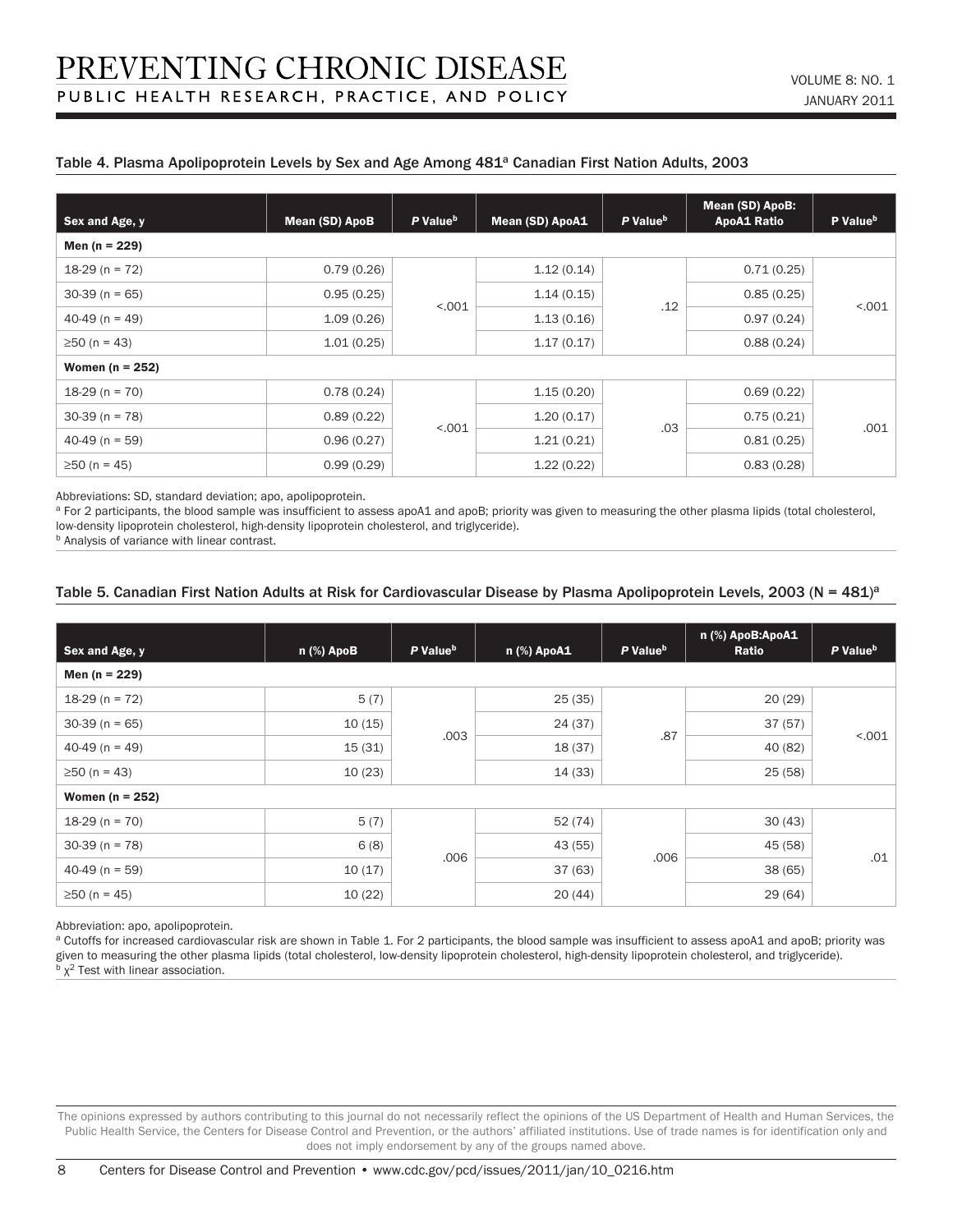Table 4. Plasma Apolipoprotein Levels by Sex and Age Among 481[a] Canadian First Nation Adults, 2003

| Sex and Age, y | Mean (SD) ApoB | *P* Value[b] | Mean (SD) ApoA1 | *P* Value[b] | Mean (SD) ApoB: ApoA1 Ratio | P Value[b] |
|---|---|---|---|---|---|---|
| **Men (n = 229)** | | | | | | |
| 18-29 (n = 72) | 0.79 (0.26) | <.001 | 1.12 (0.14) | .12 | 0.71 (0.25) | <.001 |
| 30-39 (n = 65) | 0.95 (0.25) | | 1.14 (0.15) | | 0.85 (0.25) | |
| 40-49 (n = 49) | 1.09 (0.26) | | 1.13 (0.16) | | 0.97 (0.24) | |
| ≥50 (n = 43) | 1.01 (0.25) | | 1.17 (0.17) | | 0.88 (0.24) | |
| **Women (n = 252)** | | | | | | |
| 18-29 (n = 70) | 0.78 (0.24) | <.001 | 1.15 (0.20) | .03 | 0.69 (0.22) | .001 |
| 30-39 (n = 78) | 0.89 (0.22) | | 1.20 (0.17) | | 0.75 (0.21) | |
| 40-49 (n = 59) | 0.96 (0.27) | | 1.21 (0.21) | | 0.81 (0.25) | |
| ≥50 (n = 45) | 0.99 (0.29) | | 1.22 (0.22) | | 0.83 (0.28) | |

Abbreviations: SD, standard deviation; apo, apolipoprotein.
[a] For 2 participants, the blood sample was insufficient to assess apoA1 and apoB; priority was given to measuring the other plasma lipids (total cholesterol, low-density lipoprotein cholesterol, high-density lipoprotein cholesterol, and triglyceride).
[b] Analysis of variance with linear contrast.

Table 5. Canadian First Nation Adults at Risk for Cardiovascular Disease by Plasma Apolipoprotein Levels, 2003 (N = 481)[a]

| Sex and Age, y | n (%) ApoB | *P* Value[b] | n (%) ApoA1 | *P* Value[b] | n (%) ApoB:ApoA1 Ratio | *P* Value[b] |
|---|---|---|---|---|---|---|
| **Men (n = 229)** | | | | | | |
| 18-29 (n = 72) | 5 (7) | .003 | 25 (35) | .87 | 20 (29) | <.001 |
| 30-39 (n = 65) | 10 (15) | | 24 (37) | | 37 (57) | |
| 40-49 (n = 49) | 15 (31) | | 18 (37) | | 40 (82) | |
| ≥50 (n = 43) | 10 (23) | | 14 (33) | | 25 (58) | |
| **Women (n = 252)** | | | | | | |
| 18-29 (n = 70) | 5 (7) | .006 | 52 (74) | .006 | 30 (43) | .01 |
| 30-39 (n = 78) | 6 (8) | | 43 (55) | | 45 (58) | |
| 40-49 (n = 59) | 10 (17) | | 37 (63) | | 38 (65) | |
| ≥50 (n = 45) | 10 (22) | | 20 (44) | | 29 (64) | |

Abbreviation: apo, apolipoprotein.
[a] Cutoffs for increased cardiovascular risk are shown in Table 1. For 2 participants, the blood sample was insufficient to assess apoA1 and apoB; priority was given to measuring the other plasma lipids (total cholesterol, low-density lipoprotein cholesterol, high-density lipoprotein cholesterol, and triglyceride).
[b] $\chi^2$ Test with linear association.

The opinions expressed by authors contributing to this journal do not necessarily reflect the opinions of the US Department of Health and Human Services, the Public Health Service, the Centers for Disease Control and Prevention, or the authors' affiliated institutions. Use of trade names is for identification only and does not imply endorsement by any of the groups named above.